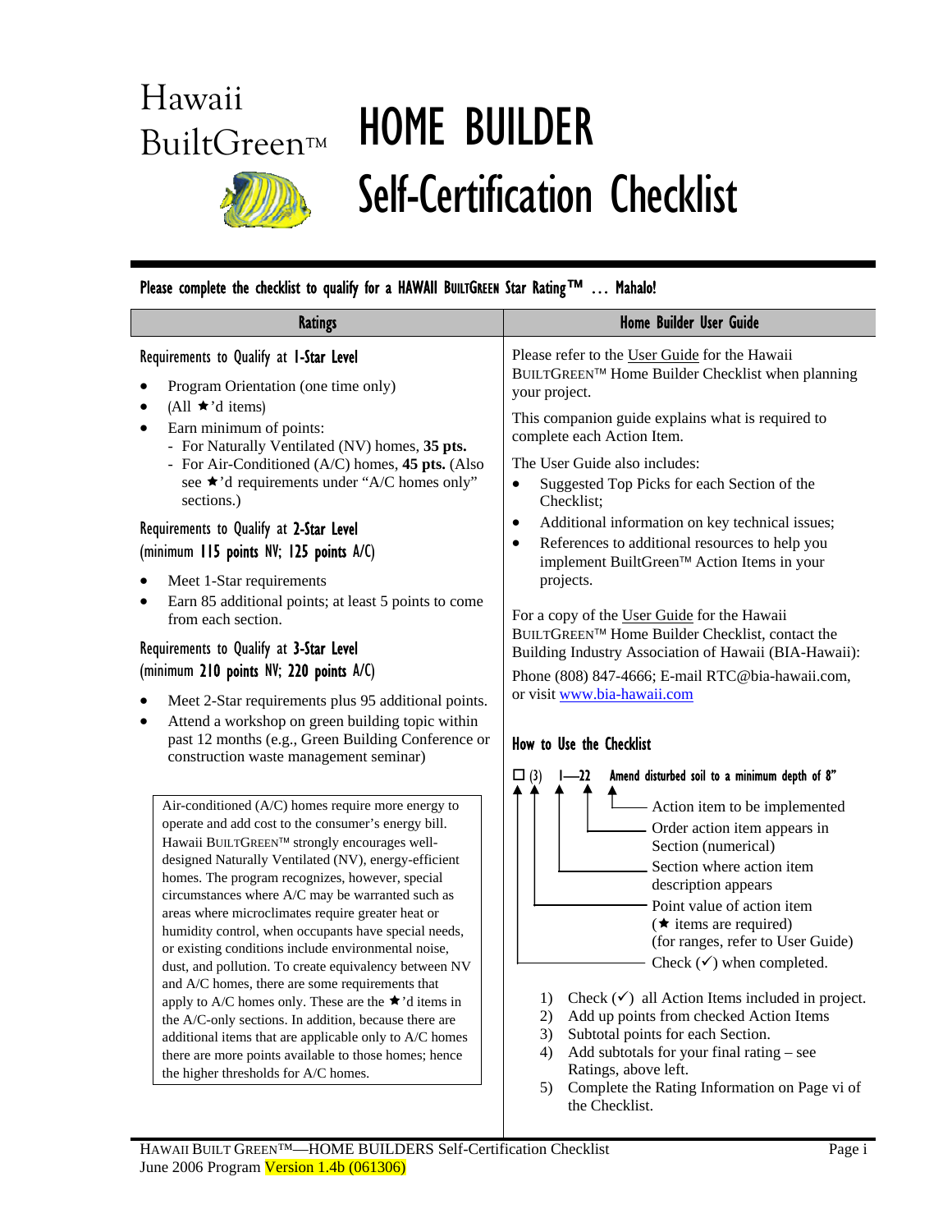# Hawaii BuiltGreen™ HOME BUILDER Self-Certification Checklist

**Please complete the checklist to qualify for a HAWAII BUILTGREEN Star Rating™ … Mahalo!**

## Ratings

### Requirements to Qualify at 1-Star Level

- Program Orientation (one time only)
- (All ★'d items)
- Earn minimum of points:
  - For Naturally Ventilated (NV) homes, **35 pts.**
  - For Air-Conditioned (A/C) homes, **45 pts.** (Also see ★'d requirements under "A/C homes only" sections.)

### Requirements to Qualify at 2-Star Level (minimum 115 points NV; 125 points A/C)

- Meet 1-Star requirements
- Earn 85 additional points; at least 5 points to come from each section.

### Requirements to Qualify at 3-Star Level (minimum 210 points NV; 220 points A/C)

- Meet 2-Star requirements plus 95 additional points.
- Attend a workshop on green building topic within past 12 months (e.g., Green Building Conference or construction waste management seminar)

> Air-conditioned (A/C) homes require more energy to operate and add cost to the consumer's energy bill. Hawaii BUILTGREEN™ strongly encourages well-designed Naturally Ventilated (NV), energy-efficient homes. The program recognizes, however, special circumstances where A/C may be warranted such as areas where microclimates require greater heat or humidity control, when occupants have special needs, or existing conditions include environmental noise, dust, and pollution. To create equivalency between NV and A/C homes, there are some requirements that apply to A/C homes only. These are the ★'d items in the A/C-only sections. In addition, because there are additional items that are applicable only to A/C homes there are more points available to those homes; hence the higher thresholds for A/C homes.

## Home Builder User Guide

Please refer to the User Guide for the Hawaii BUILTGREEN™ Home Builder Checklist when planning your project.

This companion guide explains what is required to complete each Action Item.

The User Guide also includes:

- Suggested Top Picks for each Section of the Checklist;
- Additional information on key technical issues;
- References to additional resources to help you implement BuiltGreen™ Action Items in your projects.

For a copy of the User Guide for the Hawaii BUILTGREEN™ Home Builder Checklist, contact the Building Industry Association of Hawaii (BIA-Hawaii):

Phone (808) 847-4666; E-mail RTC@bia-hawaii.com, or visit www.bia-hawaii.com

### How to Use the Checklist

☐ (3) 1—22 Amend disturbed soil to a minimum depth of 8"

- ☐ — Check (✓) when completed.
- (3) — Point value of action item (★ items are required) (for ranges, refer to User Guide)
- 1 — Section where action item description appears
- 22 — Order action item appears in Section (numerical)
- Amend disturbed soil… — Action item to be implemented

1) Check (✓) all Action Items included in project.
2) Add up points from checked Action Items
3) Subtotal points for each Section.
4) Add subtotals for your final rating – see Ratings, above left.
5) Complete the Rating Information on Page vi of the Checklist.

June 2006 Program Version 1.4b (061306)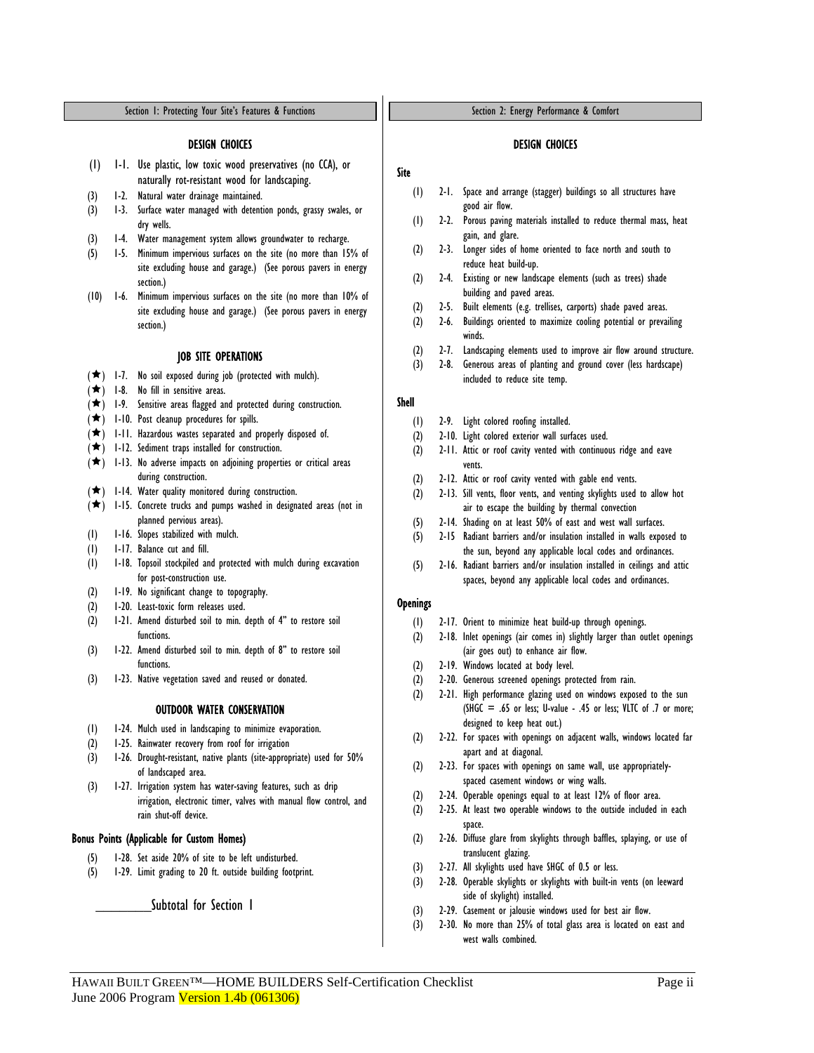## Section 1: Protecting Your Site's Features & Functions

### DESIGN CHOICES

- (1) 1-1. Use plastic, low toxic wood preservatives (no CCA), or naturally rot-resistant wood for landscaping.
- (3) 1-2. Natural water drainage maintained.
- (3) 1-3. Surface water managed with detention ponds, grassy swales, or dry wells.
- (3) 1-4. Water management system allows groundwater to recharge.
- (5) 1-5. Minimum impervious surfaces on the site (no more than 15% of site excluding house and garage.) (See porous pavers in energy section.)
- (10) 1-6. Minimum impervious surfaces on the site (no more than 10% of site excluding house and garage.) (See porous pavers in energy section.)

### JOB SITE OPERATIONS

- (★) 1-7. No soil exposed during job (protected with mulch).
- (★) 1-8. No fill in sensitive areas.
- (★) 1-9. Sensitive areas flagged and protected during construction.
- (★) 1-10. Post cleanup procedures for spills.
- (★) 1-11. Hazardous wastes separated and properly disposed of.
- (★) 1-12. Sediment traps installed for construction.
- (★) 1-13. No adverse impacts on adjoining properties or critical areas during construction.
- (★) 1-14. Water quality monitored during construction.
- (★) 1-15. Concrete trucks and pumps washed in designated areas (not in planned pervious areas).
- (1) 1-16. Slopes stabilized with mulch.
- (1) 1-17. Balance cut and fill.
- (1) 1-18. Topsoil stockpiled and protected with mulch during excavation for post-construction use.
- (2) 1-19. No significant change to topography.
- (2) 1-20. Least-toxic form releases used.
- (2) 1-21. Amend disturbed soil to min. depth of 4" to restore soil functions.
- (3) 1-22. Amend disturbed soil to min. depth of 8" to restore soil functions.
- (3) 1-23. Native vegetation saved and reused or donated.

### OUTDOOR WATER CONSERVATION

- (1) 1-24. Mulch used in landscaping to minimize evaporation.
- (2) 1-25. Rainwater recovery from roof for irrigation
- (3) 1-26. Drought-resistant, native plants (site-appropriate) used for 50% of landscaped area.
- (3) 1-27. Irrigation system has water-saving features, such as drip irrigation, electronic timer, valves with manual flow control, and rain shut-off device.

### Bonus Points (Applicable for Custom Homes)

- (5) 1-28. Set aside 20% of site to be left undisturbed.
- (5) 1-29. Limit grading to 20 ft. outside building footprint.

________Subtotal for Section 1

## Section 2: Energy Performance & Comfort

### DESIGN CHOICES

**Site**

- (1) 2-1. Space and arrange (stagger) buildings so all structures have good air flow.
- (1) 2-2. Porous paving materials installed to reduce thermal mass, heat gain, and glare.
- (2) 2-3. Longer sides of home oriented to face north and south to reduce heat build-up.
- (2) 2-4. Existing or new landscape elements (such as trees) shade building and paved areas.
- (2) 2-5. Built elements (e.g. trellises, carports) shade paved areas.
- (2) 2-6. Buildings oriented to maximize cooling potential or prevailing winds.
- (2) 2-7. Landscaping elements used to improve air flow around structure.
- (3) 2-8. Generous areas of planting and ground cover (less hardscape) included to reduce site temp.

**Shell**

- (1) 2-9. Light colored roofing installed.
- (2) 2-10. Light colored exterior wall surfaces used.
- (2) 2-11. Attic or roof cavity vented with continuous ridge and eave vents.
- (2) 2-12. Attic or roof cavity vented with gable end vents.
- (2) 2-13. Sill vents, floor vents, and venting skylights used to allow hot air to escape the building by thermal convection
- (5) 2-14. Shading on at least 50% of east and west wall surfaces.
- (5) 2-15 Radiant barriers and/or insulation installed in walls exposed to the sun, beyond any applicable local codes and ordinances.
- (5) 2-16. Radiant barriers and/or insulation installed in ceilings and attic spaces, beyond any applicable local codes and ordinances.

**Openings**

- (1) 2-17. Orient to minimize heat build-up through openings.
- (2) 2-18. Inlet openings (air comes in) slightly larger than outlet openings (air goes out) to enhance air flow.
- (2) 2-19. Windows located at body level.
- (2) 2-20. Generous screened openings protected from rain.
- (2) 2-21. High performance glazing used on windows exposed to the sun (SHGC = .65 or less; U-value - .45 or less; VLTC of .7 or more; designed to keep heat out.)
- (2) 2-22. For spaces with openings on adjacent walls, windows located far apart and at diagonal.
- (2) 2-23. For spaces with openings on same wall, use appropriately-spaced casement windows or wing walls.
- (2) 2-24. Operable openings equal to at least 12% of floor area.
- (2) 2-25. At least two operable windows to the outside included in each space.
- (2) 2-26. Diffuse glare from skylights through baffles, splaying, or use of translucent glazing.
- (3) 2-27. All skylights used have SHGC of 0.5 or less.
- (3) 2-28. Operable skylights or skylights with built-in vents (on leeward side of skylight) installed.
- (3) 2-29. Casement or jalousie windows used for best air flow.
- (3) 2-30. No more than 25% of total glass area is located on east and west walls combined.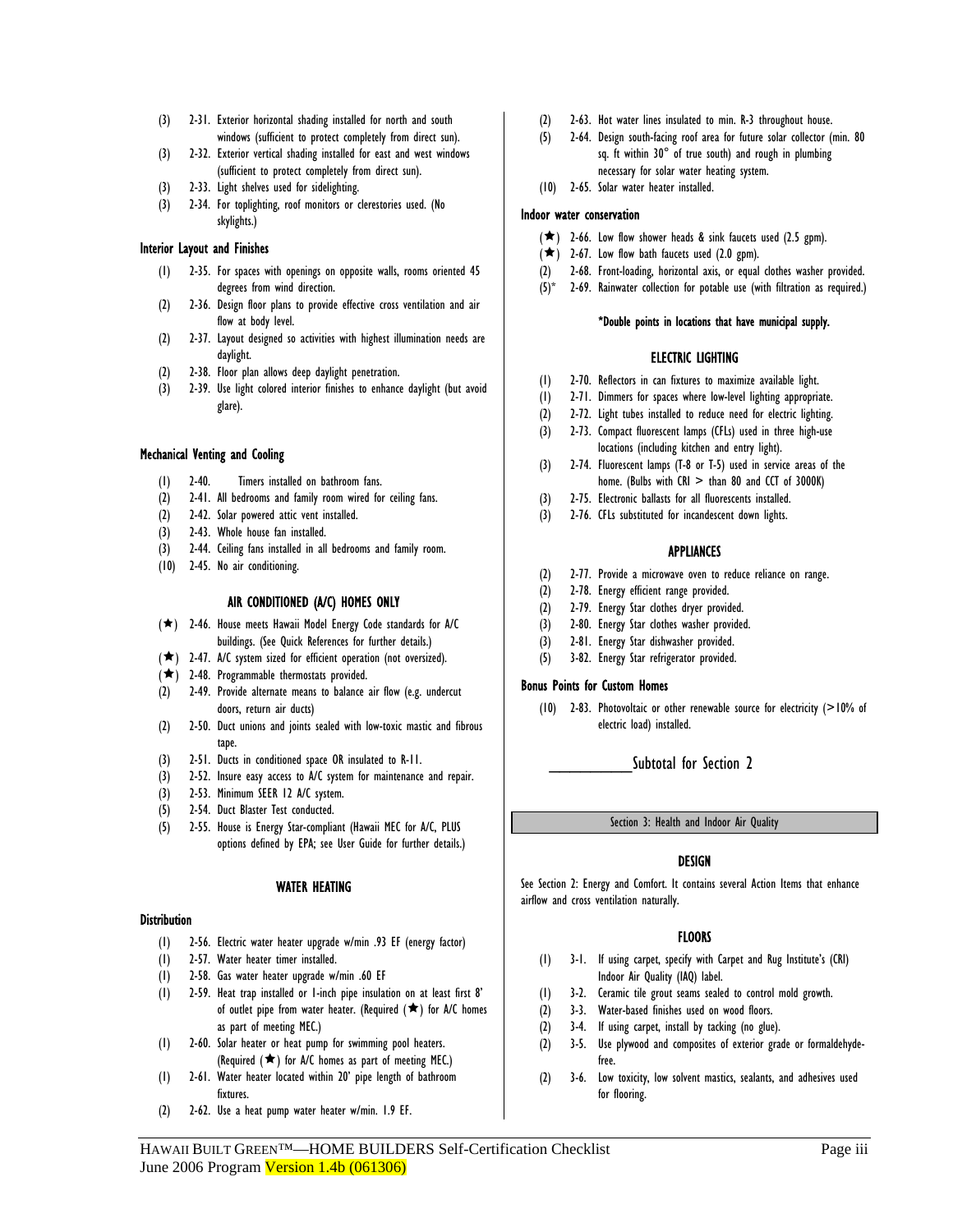- (3) 2-31. Exterior horizontal shading installed for north and south windows (sufficient to protect completely from direct sun).
- (3) 2-32. Exterior vertical shading installed for east and west windows (sufficient to protect completely from direct sun).
- (3) 2-33. Light shelves used for sidelighting.
- (3) 2-34. For toplighting, roof monitors or clerestories used. (No skylights.)

### Interior Layout and Finishes

- (1) 2-35. For spaces with openings on opposite walls, rooms oriented 45 degrees from wind direction.
- (2) 2-36. Design floor plans to provide effective cross ventilation and air flow at body level.
- (2) 2-37. Layout designed so activities with highest illumination needs are daylight.
- (2) 2-38. Floor plan allows deep daylight penetration.
- (3) 2-39. Use light colored interior finishes to enhance daylight (but avoid glare).

### Mechanical Venting and Cooling

- (1) 2-40. Timers installed on bathroom fans.
- (2) 2-41. All bedrooms and family room wired for ceiling fans.
- (2) 2-42. Solar powered attic vent installed.
- (3) 2-43. Whole house fan installed.
- (3) 2-44. Ceiling fans installed in all bedrooms and family room.
- (10) 2-45. No air conditioning.

## AIR CONDITIONED (A/C) HOMES ONLY

- (★) 2-46. House meets Hawaii Model Energy Code standards for A/C buildings. (See Quick References for further details.)
- (★) 2-47. A/C system sized for efficient operation (not oversized).
- (★) 2-48. Programmable thermostats provided.
- (2) 2-49. Provide alternate means to balance air flow (e.g. undercut doors, return air ducts)
- (2) 2-50. Duct unions and joints sealed with low-toxic mastic and fibrous tape.
- (3) 2-51. Ducts in conditioned space OR insulated to R-11.
- (3) 2-52. Insure easy access to A/C system for maintenance and repair.
- (3) 2-53. Minimum SEER 12 A/C system.
- (5) 2-54. Duct Blaster Test conducted.
- (5) 2-55. House is Energy Star-compliant (Hawaii MEC for A/C, PLUS options defined by EPA; see User Guide for further details.)

## WATER HEATING

### Distribution

- (1) 2-56. Electric water heater upgrade w/min .93 EF (energy factor)
- (1) 2-57. Water heater timer installed.
- (1) 2-58. Gas water heater upgrade w/min .60 EF
- (1) 2-59. Heat trap installed or 1-inch pipe insulation on at least first 8' of outlet pipe from water heater. (Required (★) for A/C homes as part of meeting MEC.)
- (1) 2-60. Solar heater or heat pump for swimming pool heaters. (Required (★) for A/C homes as part of meeting MEC.)
- (1) 2-61. Water heater located within 20' pipe length of bathroom fixtures.
- (2) 2-62. Use a heat pump water heater w/min. 1.9 EF.
- (2) 2-63. Hot water lines insulated to min. R-3 throughout house.
- (5) 2-64. Design south-facing roof area for future solar collector (min. 80 sq. ft within 30° of true south) and rough in plumbing necessary for solar water heating system.
- (10) 2-65. Solar water heater installed.

### Indoor water conservation

- (★) 2-66. Low flow shower heads & sink faucets used (2.5 gpm).
- (★) 2-67. Low flow bath faucets used (2.0 gpm).
- (2) 2-68. Front-loading, horizontal axis, or equal clothes washer provided.
- (5)* 2-69. Rainwater collection for potable use (with filtration as required.)

**\*Double points in locations that have municipal supply.**

## ELECTRIC LIGHTING

- (1) 2-70. Reflectors in can fixtures to maximize available light.
- (1) 2-71. Dimmers for spaces where low-level lighting appropriate.
- (2) 2-72. Light tubes installed to reduce need for electric lighting.
- (3) 2-73. Compact fluorescent lamps (CFLs) used in three high-use locations (including kitchen and entry light).
- (3) 2-74. Fluorescent lamps (T-8 or T-5) used in service areas of the home. (Bulbs with CRI > than 80 and CCT of 3000K)
- (3) 2-75. Electronic ballasts for all fluorescents installed.
- (3) 2-76. CFLs substituted for incandescent down lights.

## APPLIANCES

- (2) 2-77. Provide a microwave oven to reduce reliance on range.
- (2) 2-78. Energy efficient range provided.
- (2) 2-79. Energy Star clothes dryer provided.
- (3) 2-80. Energy Star clothes washer provided.
- (3) 2-81. Energy Star dishwasher provided.
- (5) 3-82. Energy Star refrigerator provided.

### Bonus Points for Custom Homes

- (10) 2-83. Photovoltaic or other renewable source for electricity (>10% of electric load) installed.

__________Subtotal for Section 2

## Section 3: Health and Indoor Air Quality

### DESIGN

See Section 2: Energy and Comfort. It contains several Action Items that enhance airflow and cross ventilation naturally.

### FLOORS

- (1) 3-1. If using carpet, specify with Carpet and Rug Institute's (CRI) Indoor Air Quality (IAQ) label.
- (1) 3-2. Ceramic tile grout seams sealed to control mold growth.
- (2) 3-3. Water-based finishes used on wood floors.
- (2) 3-4. If using carpet, install by tacking (no glue).
- (2) 3-5. Use plywood and composites of exterior grade or formaldehyde-free.
- (2) 3-6. Low toxicity, low solvent mastics, sealants, and adhesives used for flooring.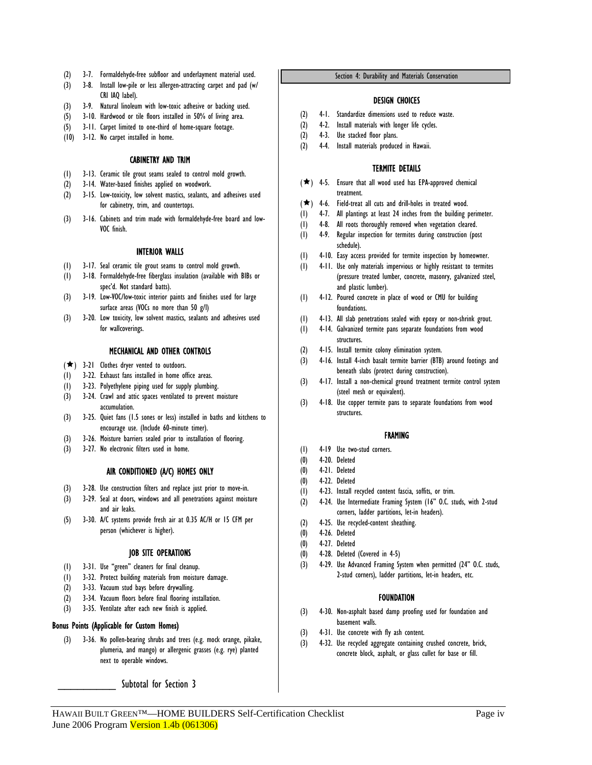(2) 3-7. Formaldehyde-free subfloor and underlayment material used.

(3) 3-8. Install low-pile or less allergen-attracting carpet and pad (w/ CRI IAQ label).

(3) 3-9. Natural linoleum with low-toxic adhesive or backing used.

(5) 3-10. Hardwood or tile floors installed in 50% of living area.

(5) 3-11. Carpet limited to one-third of home-square footage.

(10) 3-12. No carpet installed in home.

### CABINETRY AND TRIM

(1) 3-13. Ceramic tile grout seams sealed to control mold growth.

(2) 3-14. Water-based finishes applied on woodwork.

(2) 3-15. Low-toxicity, low solvent mastics, sealants, and adhesives used for cabinetry, trim, and countertops.

(3) 3-16. Cabinets and trim made with formaldehyde-free board and low-VOC finish.

### INTERIOR WALLS

(1) 3-17. Seal ceramic tile grout seams to control mold growth.

(1) 3-18. Formaldehyde-free fiberglass insulation (available with BIBs or spec'd. Not standard batts).

(3) 3-19. Low-VOC/low-toxic interior paints and finishes used for large surface areas (VOCs no more than 50 g/l)

(3) 3-20. Low toxicity, low solvent mastics, sealants and adhesives used for wallcoverings.

### MECHANICAL AND OTHER CONTROLS

(★) 3-21 Clothes dryer vented to outdoors.

(1) 3-22. Exhaust fans installed in home office areas.

(1) 3-23. Polyethylene piping used for supply plumbing.

(3) 3-24. Crawl and attic spaces ventilated to prevent moisture accumulation.

(3) 3-25. Quiet fans (1.5 sones or less) installed in baths and kitchens to encourage use. (Include 60-minute timer).

(3) 3-26. Moisture barriers sealed prior to installation of flooring.

(3) 3-27. No electronic filters used in home.

### AIR CONDITIONED (A/C) HOMES ONLY

(3) 3-28. Use construction filters and replace just prior to move-in.

(3) 3-29. Seal at doors, windows and all penetrations against moisture and air leaks.

(5) 3-30. A/C systems provide fresh air at 0.35 AC/H or 15 CFM per person (whichever is higher).

### JOB SITE OPERATIONS

(1) 3-31. Use "green" cleaners for final cleanup.

(1) 3-32. Protect building materials from moisture damage.

(2) 3-33. Vacuum stud bays before drywalling.

(2) 3-34. Vacuum floors before final flooring installation.

(3) 3-35. Ventilate after each new finish is applied.

### Bonus Points (Applicable for Custom Homes)

(3) 3-36. No pollen-bearing shrubs and trees (e.g. mock orange, pikake, plumeria, and mango) or allergenic grasses (e.g. rye) planted next to operable windows.

__________ Subtotal for Section 3

## Section 4: Durability and Materials Conservation

### DESIGN CHOICES

(2) 4-1. Standardize dimensions used to reduce waste.

(2) 4-2. Install materials with longer life cycles.

(2) 4-3. Use stacked floor plans.

(2) 4-4. Install materials produced in Hawaii.

### TERMITE DETAILS

(★) 4-5. Ensure that all wood used has EPA-approved chemical treatment.

(★) 4-6. Field-treat all cuts and drill-holes in treated wood.

(1) 4-7. All plantings at least 24 inches from the building perimeter.

(1) 4-8. All roots thoroughly removed when vegetation cleared.

(1) 4-9. Regular inspection for termites during construction (post schedule).

(1) 4-10. Easy access provided for termite inspection by homeowner.

(1) 4-11. Use only materials impervious or highly resistant to termites (pressure treated lumber, concrete, masonry, galvanized steel, and plastic lumber).

(1) 4-12. Poured concrete in place of wood or CMU for building foundations.

(1) 4-13. All slab penetrations sealed with epoxy or non-shrink grout.

(1) 4-14. Galvanized termite pans separate foundations from wood structures.

(2) 4-15. Install termite colony elimination system.

(3) 4-16. Install 4-inch basalt termite barrier (BTB) around footings and beneath slabs (protect during construction).

(3) 4-17. Install a non-chemical ground treatment termite control system (steel mesh or equivalent).

(3) 4-18. Use copper termite pans to separate foundations from wood structures.

### FRAMING

(1) 4-19 Use two-stud corners.

(0) 4-20. Deleted

(0) 4-21. Deleted

(0) 4-22. Deleted

(1) 4-23. Install recycled content fascia, soffits, or trim.

(2) 4-24. Use Intermediate Framing System (16" O.C. studs, with 2-stud corners, ladder partitions, let-in headers).

(2) 4-25. Use recycled-content sheathing.

(0) 4-26. Deleted

(0) 4-27. Deleted

(0) 4-28. Deleted (Covered in 4-5)

(3) 4-29. Use Advanced Framing System when permitted (24" O.C. studs, 2-stud corners), ladder partitions, let-in headers, etc.

### FOUNDATION

(3) 4-30. Non-asphalt based damp proofing used for foundation and basement walls.

(3) 4-31. Use concrete with fly ash content.

(3) 4-32. Use recycled aggregate containing crushed concrete, brick, concrete block, asphalt, or glass cullet for base or fill.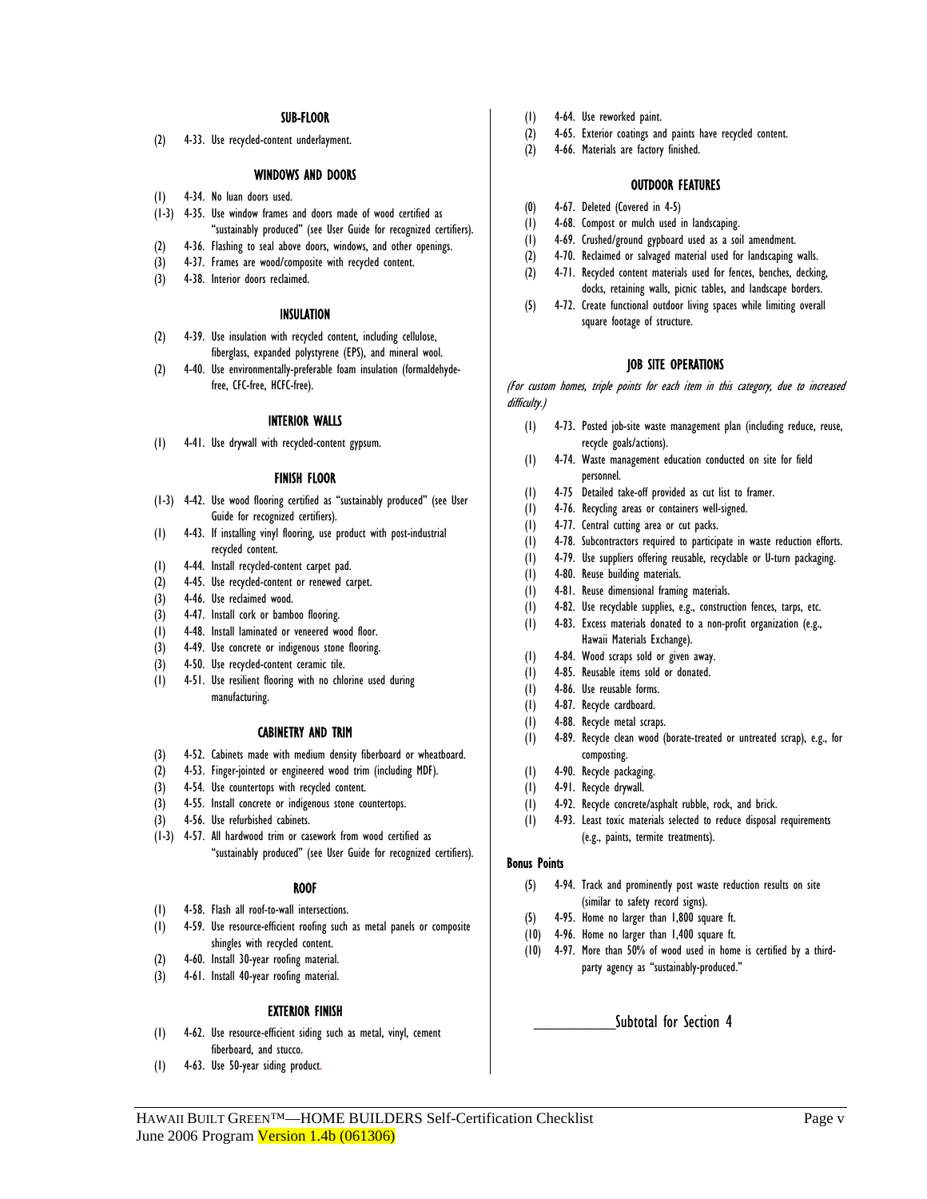### SUB-FLOOR

(2) 4-33. Use recycled-content underlayment.

### WINDOWS AND DOORS

(1) 4-34. No luan doors used.
(1-3) 4-35. Use window frames and doors made of wood certified as "sustainably produced" (see User Guide for recognized certifiers).
(2) 4-36. Flashing to seal above doors, windows, and other openings.
(3) 4-37. Frames are wood/composite with recycled content.
(3) 4-38. Interior doors reclaimed.

### INSULATION

(2) 4-39. Use insulation with recycled content, including cellulose, fiberglass, expanded polystyrene (EPS), and mineral wool.
(2) 4-40. Use environmentally-preferable foam insulation (formaldehyde-free, CFC-free, HCFC-free).

### INTERIOR WALLS

(1) 4-41. Use drywall with recycled-content gypsum.

### FINISH FLOOR

(1-3) 4-42. Use wood flooring certified as "sustainably produced" (see User Guide for recognized certifiers).
(1) 4-43. If installing vinyl flooring, use product with post-industrial recycled content.
(1) 4-44. Install recycled-content carpet pad.
(2) 4-45. Use recycled-content or renewed carpet.
(3) 4-46. Use reclaimed wood.
(3) 4-47. Install cork or bamboo flooring.
(1) 4-48. Install laminated or veneered wood floor.
(3) 4-49. Use concrete or indigenous stone flooring.
(3) 4-50. Use recycled-content ceramic tile.
(1) 4-51. Use resilient flooring with no chlorine used during manufacturing.

### CABINETRY AND TRIM

(3) 4-52. Cabinets made with medium density fiberboard or wheatboard.
(2) 4-53. Finger-jointed or engineered wood trim (including MDF).
(3) 4-54. Use countertops with recycled content.
(3) 4-55. Install concrete or indigenous stone countertops.
(3) 4-56. Use refurbished cabinets.
(1-3) 4-57. All hardwood trim or casework from wood certified as "sustainably produced" (see User Guide for recognized certifiers).

### ROOF

(1) 4-58. Flash all roof-to-wall intersections.
(1) 4-59. Use resource-efficient roofing such as metal panels or composite shingles with recycled content.
(2) 4-60. Install 30-year roofing material.
(3) 4-61. Install 40-year roofing material.

### EXTERIOR FINISH

(1) 4-62. Use resource-efficient siding such as metal, vinyl, cement fiberboard, and stucco.
(1) 4-63. Use 50-year siding product.
(1) 4-64. Use reworked paint.
(2) 4-65. Exterior coatings and paints have recycled content.
(2) 4-66. Materials are factory finished.

### OUTDOOR FEATURES

(0) 4-67. Deleted (Covered in 4-5)
(1) 4-68. Compost or mulch used in landscaping.
(1) 4-69. Crushed/ground gypboard used as a soil amendment.
(2) 4-70. Reclaimed or salvaged material used for landscaping walls.
(2) 4-71. Recycled content materials used for fences, benches, decking, docks, retaining walls, picnic tables, and landscape borders.
(5) 4-72. Create functional outdoor living spaces while limiting overall square footage of structure.

### JOB SITE OPERATIONS

*(For custom homes, triple points for each item in this category, due to increased difficulty.)*

(1) 4-73. Posted job-site waste management plan (including reduce, reuse, recycle goals/actions).
(1) 4-74. Waste management education conducted on site for field personnel.
(1) 4-75 Detailed take-off provided as cut list to framer.
(1) 4-76. Recycling areas or containers well-signed.
(1) 4-77. Central cutting area or cut packs.
(1) 4-78. Subcontractors required to participate in waste reduction efforts.
(1) 4-79. Use suppliers offering reusable, recyclable or U-turn packaging.
(1) 4-80. Reuse building materials.
(1) 4-81. Reuse dimensional framing materials.
(1) 4-82. Use recyclable supplies, e.g., construction fences, tarps, etc.
(1) 4-83. Excess materials donated to a non-profit organization (e.g., Hawaii Materials Exchange).
(1) 4-84. Wood scraps sold or given away.
(1) 4-85. Reusable items sold or donated.
(1) 4-86. Use reusable forms.
(1) 4-87. Recycle cardboard.
(1) 4-88. Recycle metal scraps.
(1) 4-89. Recycle clean wood (borate-treated or untreated scrap), e.g., for composting.
(1) 4-90. Recycle packaging.
(1) 4-91. Recycle drywall.
(1) 4-92. Recycle concrete/asphalt rubble, rock, and brick.
(1) 4-93. Least toxic materials selected to reduce disposal requirements (e.g., paints, termite treatments).

**Bonus Points**

(5) 4-94. Track and prominently post waste reduction results on site (similar to safety record signs).
(5) 4-95. Home no larger than 1,800 square ft.
(10) 4-96. Home no larger than 1,400 square ft.
(10) 4-97. More than 50% of wood used in home is certified by a third-party agency as "sustainably-produced."

___________Subtotal for Section 4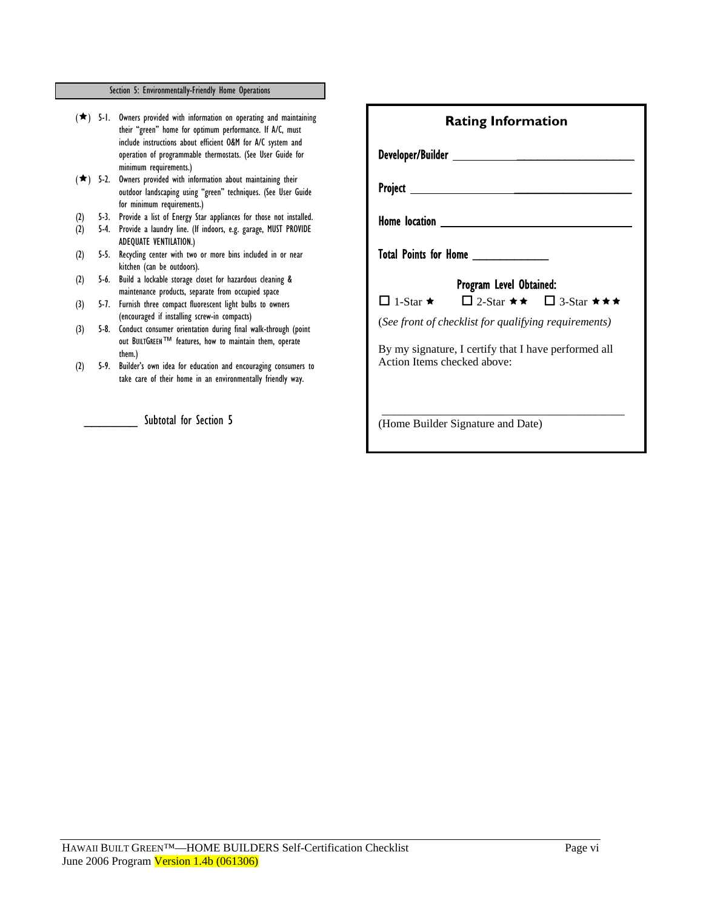## Section 5: Environmentally-Friendly Home Operations

(★) 5-1. Owners provided with information on operating and maintaining their "green" home for optimum performance. If A/C, must include instructions about efficient O&M for A/C system and operation of programmable thermostats. (See User Guide for minimum requirements.)

(★) 5-2. Owners provided with information about maintaining their outdoor landscaping using "green" techniques. (See User Guide for minimum requirements.)

(2) 5-3. Provide a list of Energy Star appliances for those not installed.

(2) 5-4. Provide a laundry line. (If indoors, e.g. garage, MUST PROVIDE ADEQUATE VENTILATION.)

(2) 5-5. Recycling center with two or more bins included in or near kitchen (can be outdoors).

(2) 5-6. Build a lockable storage closet for hazardous cleaning & maintenance products, separate from occupied space

(3) 5-7. Furnish three compact fluorescent light bulbs to owners (encouraged if installing screw-in compacts)

(3) 5-8. Conduct consumer orientation during final walk-through (point out BUILTGREEN™ features, how to maintain them, operate them.)

(2) 5-9. Builder's own idea for education and encouraging consumers to take care of their home in an environmentally friendly way.

_________ Subtotal for Section 5

## Rating Information

Developer/Builder ______________________________

Project ______________________________

Home location ______________________________

Total Points for Home ____________

**Program Level Obtained:**

☐ 1-Star ★ ☐ 2-Star ★★ ☐ 3-Star ★★★

(*See front of checklist for qualifying requirements)*

By my signature, I certify that I have performed all Action Items checked above:

______________________________________

(Home Builder Signature and Date)

HAWAII BUILT GREEN™—HOME BUILDERS Self-Certification Checklist

June 2006 Program Version 1.4b (061306)